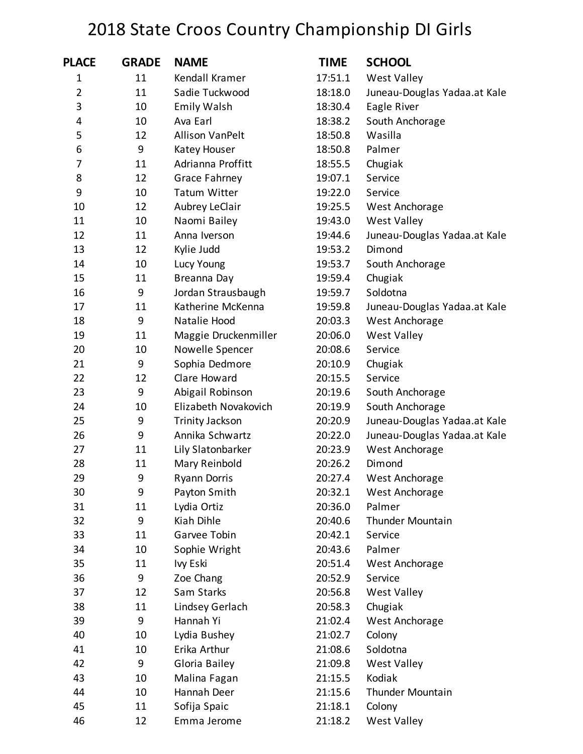# 2018 State Croos Country Championship DI Girls

| PLACE | GRADE | NAME | TIME | SCHOOL |
|---|---|---|---|---|
| 1 | 11 | Kendall Kramer | 17:51.1 | West Valley |
| 2 | 11 | Sadie Tuckwood | 18:18.0 | Juneau-Douglas Yadaa.at Kale |
| 3 | 10 | Emily Walsh | 18:30.4 | Eagle River |
| 4 | 10 | Ava Earl | 18:38.2 | South Anchorage |
| 5 | 12 | Allison VanPelt | 18:50.8 | Wasilla |
| 6 | 9 | Katey Houser | 18:50.8 | Palmer |
| 7 | 11 | Adrianna Proffitt | 18:55.5 | Chugiak |
| 8 | 12 | Grace Fahrney | 19:07.1 | Service |
| 9 | 10 | Tatum Witter | 19:22.0 | Service |
| 10 | 12 | Aubrey LeClair | 19:25.5 | West Anchorage |
| 11 | 10 | Naomi Bailey | 19:43.0 | West Valley |
| 12 | 11 | Anna Iverson | 19:44.6 | Juneau-Douglas Yadaa.at Kale |
| 13 | 12 | Kylie Judd | 19:53.2 | Dimond |
| 14 | 10 | Lucy Young | 19:53.7 | South Anchorage |
| 15 | 11 | Breanna Day | 19:59.4 | Chugiak |
| 16 | 9 | Jordan Strausbaugh | 19:59.7 | Soldotna |
| 17 | 11 | Katherine McKenna | 19:59.8 | Juneau-Douglas Yadaa.at Kale |
| 18 | 9 | Natalie Hood | 20:03.3 | West Anchorage |
| 19 | 11 | Maggie Druckenmiller | 20:06.0 | West Valley |
| 20 | 10 | Nowelle Spencer | 20:08.6 | Service |
| 21 | 9 | Sophia Dedmore | 20:10.9 | Chugiak |
| 22 | 12 | Clare Howard | 20:15.5 | Service |
| 23 | 9 | Abigail Robinson | 20:19.6 | South Anchorage |
| 24 | 10 | Elizabeth Novakovich | 20:19.9 | South Anchorage |
| 25 | 9 | Trinity Jackson | 20:20.9 | Juneau-Douglas Yadaa.at Kale |
| 26 | 9 | Annika Schwartz | 20:22.0 | Juneau-Douglas Yadaa.at Kale |
| 27 | 11 | Lily Slatonbarker | 20:23.9 | West Anchorage |
| 28 | 11 | Mary Reinbold | 20:26.2 | Dimond |
| 29 | 9 | Ryann Dorris | 20:27.4 | West Anchorage |
| 30 | 9 | Payton Smith | 20:32.1 | West Anchorage |
| 31 | 11 | Lydia Ortiz | 20:36.0 | Palmer |
| 32 | 9 | Kiah Dihle | 20:40.6 | Thunder Mountain |
| 33 | 11 | Garvee Tobin | 20:42.1 | Service |
| 34 | 10 | Sophie Wright | 20:43.6 | Palmer |
| 35 | 11 | Ivy Eski | 20:51.4 | West Anchorage |
| 36 | 9 | Zoe Chang | 20:52.9 | Service |
| 37 | 12 | Sam Starks | 20:56.8 | West Valley |
| 38 | 11 | Lindsey Gerlach | 20:58.3 | Chugiak |
| 39 | 9 | Hannah Yi | 21:02.4 | West Anchorage |
| 40 | 10 | Lydia Bushey | 21:02.7 | Colony |
| 41 | 10 | Erika Arthur | 21:08.6 | Soldotna |
| 42 | 9 | Gloria Bailey | 21:09.8 | West Valley |
| 43 | 10 | Malina Fagan | 21:15.5 | Kodiak |
| 44 | 10 | Hannah Deer | 21:15.6 | Thunder Mountain |
| 45 | 11 | Sofija Spaic | 21:18.1 | Colony |
| 46 | 12 | Emma Jerome | 21:18.2 | West Valley |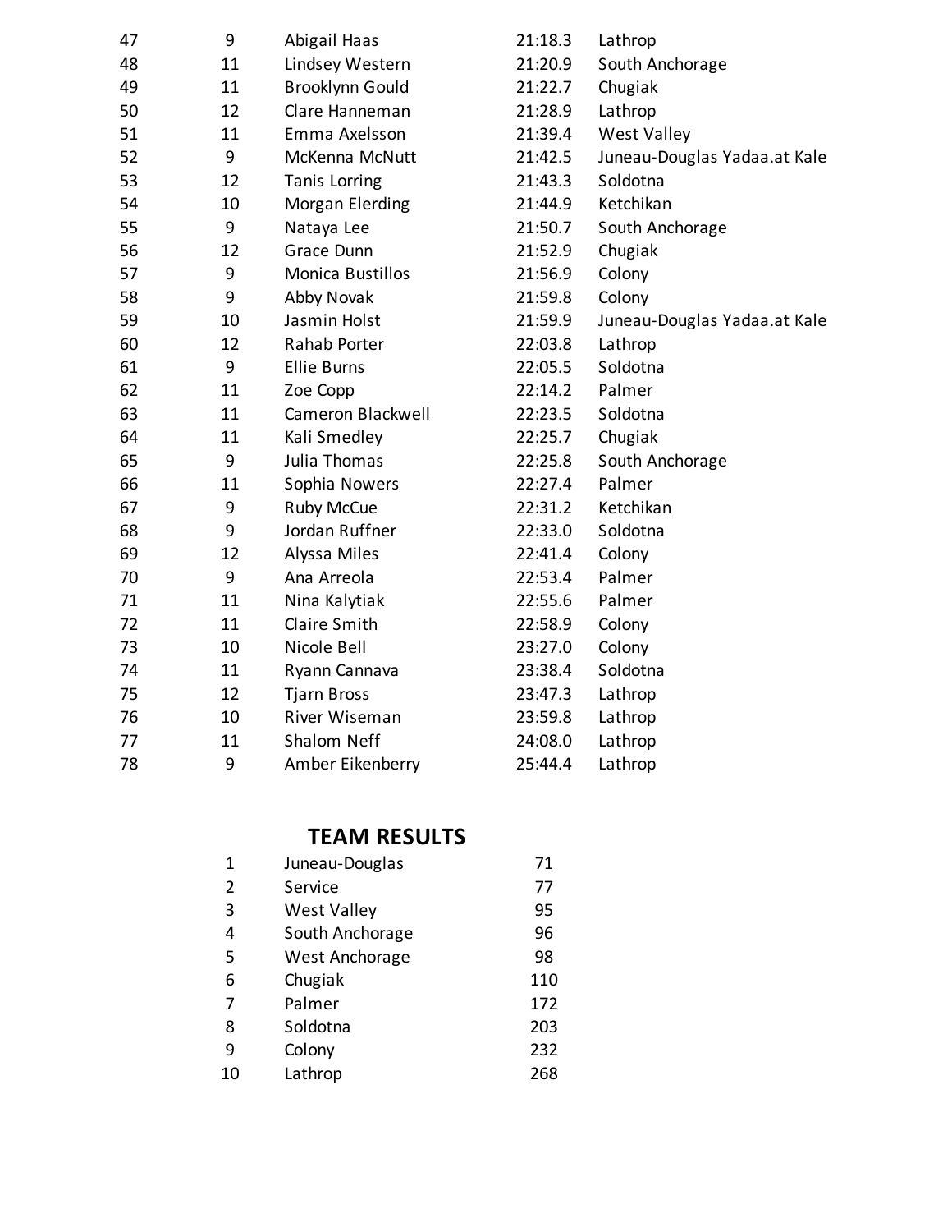| | | | | |
|---|---|---|---|---|
| 47 | 9 | Abigail Haas | 21:18.3 | Lathrop |
| 48 | 11 | Lindsey Western | 21:20.9 | South Anchorage |
| 49 | 11 | Brooklynn Gould | 21:22.7 | Chugiak |
| 50 | 12 | Clare Hanneman | 21:28.9 | Lathrop |
| 51 | 11 | Emma Axelsson | 21:39.4 | West Valley |
| 52 | 9 | McKenna McNutt | 21:42.5 | Juneau-Douglas Yadaa.at Kale |
| 53 | 12 | Tanis Lorring | 21:43.3 | Soldotna |
| 54 | 10 | Morgan Elerding | 21:44.9 | Ketchikan |
| 55 | 9 | Nataya Lee | 21:50.7 | South Anchorage |
| 56 | 12 | Grace Dunn | 21:52.9 | Chugiak |
| 57 | 9 | Monica Bustillos | 21:56.9 | Colony |
| 58 | 9 | Abby Novak | 21:59.8 | Colony |
| 59 | 10 | Jasmin Holst | 21:59.9 | Juneau-Douglas Yadaa.at Kale |
| 60 | 12 | Rahab Porter | 22:03.8 | Lathrop |
| 61 | 9 | Ellie Burns | 22:05.5 | Soldotna |
| 62 | 11 | Zoe Copp | 22:14.2 | Palmer |
| 63 | 11 | Cameron Blackwell | 22:23.5 | Soldotna |
| 64 | 11 | Kali Smedley | 22:25.7 | Chugiak |
| 65 | 9 | Julia Thomas | 22:25.8 | South Anchorage |
| 66 | 11 | Sophia Nowers | 22:27.4 | Palmer |
| 67 | 9 | Ruby McCue | 22:31.2 | Ketchikan |
| 68 | 9 | Jordan Ruffner | 22:33.0 | Soldotna |
| 69 | 12 | Alyssa Miles | 22:41.4 | Colony |
| 70 | 9 | Ana Arreola | 22:53.4 | Palmer |
| 71 | 11 | Nina Kalytiak | 22:55.6 | Palmer |
| 72 | 11 | Claire Smith | 22:58.9 | Colony |
| 73 | 10 | Nicole Bell | 23:27.0 | Colony |
| 74 | 11 | Ryann Cannava | 23:38.4 | Soldotna |
| 75 | 12 | Tjarn Bross | 23:47.3 | Lathrop |
| 76 | 10 | River Wiseman | 23:59.8 | Lathrop |
| 77 | 11 | Shalom Neff | 24:08.0 | Lathrop |
| 78 | 9 | Amber Eikenberry | 25:44.4 | Lathrop |

## TEAM RESULTS

| | | |
|---|---|---|
| 1 | Juneau-Douglas | 71 |
| 2 | Service | 77 |
| 3 | West Valley | 95 |
| 4 | South Anchorage | 96 |
| 5 | West Anchorage | 98 |
| 6 | Chugiak | 110 |
| 7 | Palmer | 172 |
| 8 | Soldotna | 203 |
| 9 | Colony | 232 |
| 10 | Lathrop | 268 |